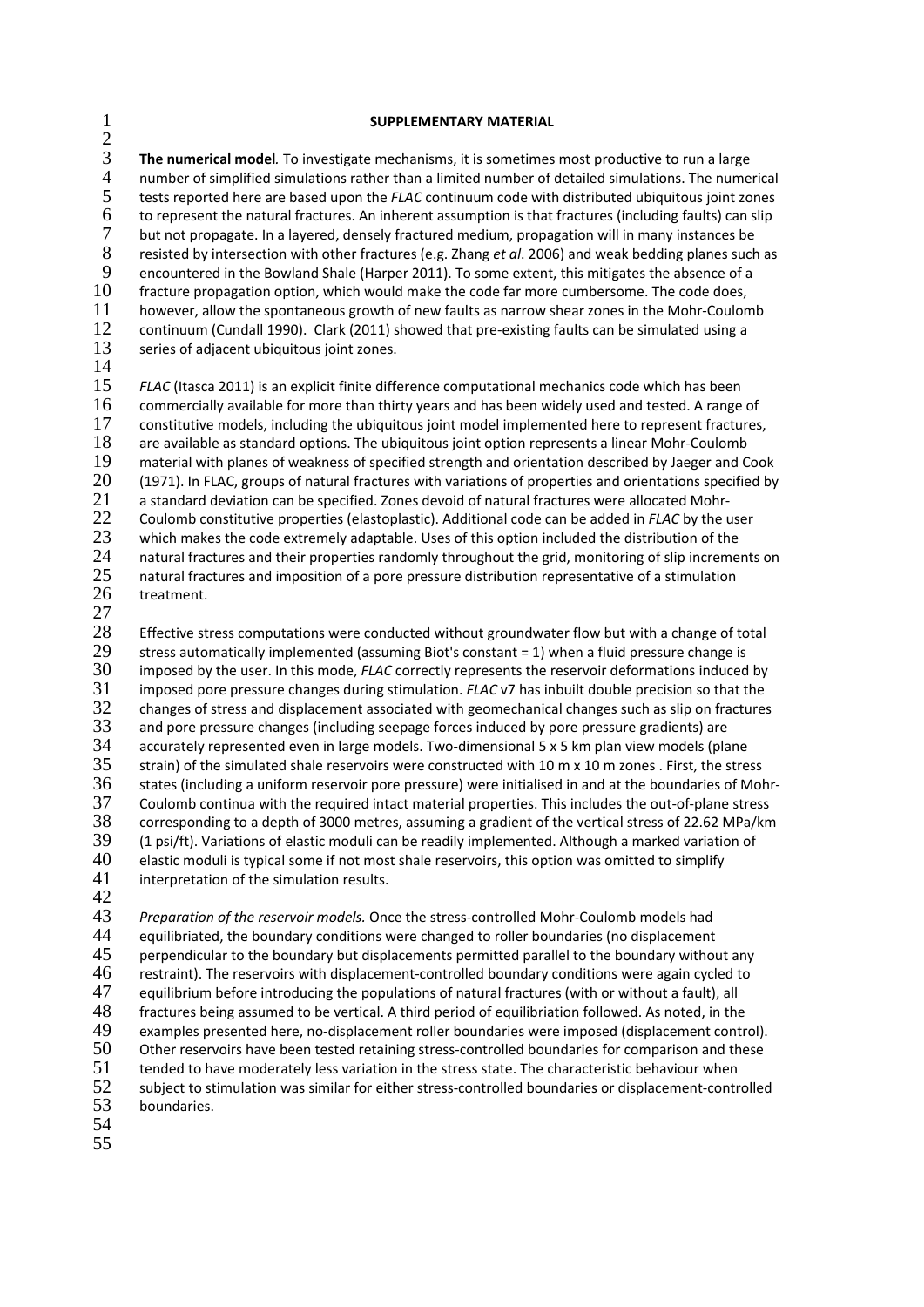## SUPPLEMENTARY MATERIAL

**The numerical model**. To investigate mechanisms, it is sometimes most productive to run a large number of simplified simulations rather than a limited number of detailed simulations. The numerical tests reported here are based upon the *FLAC* continuum code with distributed ubiquitous joint zones to represent the natural fractures. An inherent assumption is that fractures (including faults) can slip but not propagate. In a layered, densely fractured medium, propagation will in many instances be resisted by intersection with other fractures (e.g. Zhang *et al*. 2006) and weak bedding planes such as encountered in the Bowland Shale (Harper 2011). To some extent, this mitigates the absence of a fracture propagation option, which would make the code far more cumbersome. The code does, however, allow the spontaneous growth of new faults as narrow shear zones in the Mohr-Coulomb continuum (Cundall 1990). Clark (2011) showed that pre-existing faults can be simulated using a series of adjacent ubiquitous joint zones.

*FLAC* (Itasca 2011) is an explicit finite difference computational mechanics code which has been commercially available for more than thirty years and has been widely used and tested. A range of constitutive models, including the ubiquitous joint model implemented here to represent fractures, are available as standard options. The ubiquitous joint option represents a linear Mohr-Coulomb material with planes of weakness of specified strength and orientation described by Jaeger and Cook (1971). In FLAC, groups of natural fractures with variations of properties and orientations specified by a standard deviation can be specified. Zones devoid of natural fractures were allocated Mohr-Coulomb constitutive properties (elastoplastic). Additional code can be added in *FLAC* by the user which makes the code extremely adaptable. Uses of this option included the distribution of the natural fractures and their properties randomly throughout the grid, monitoring of slip increments on natural fractures and imposition of a pore pressure distribution representative of a stimulation treatment.

Effective stress computations were conducted without groundwater flow but with a change of total stress automatically implemented (assuming Biot's constant = 1) when a fluid pressure change is imposed by the user. In this mode, *FLAC* correctly represents the reservoir deformations induced by imposed pore pressure changes during stimulation. *FLAC* v7 has inbuilt double precision so that the changes of stress and displacement associated with geomechanical changes such as slip on fractures and pore pressure changes (including seepage forces induced by pore pressure gradients) are accurately represented even in large models. Two-dimensional 5 x 5 km plan view models (plane strain) of the simulated shale reservoirs were constructed with 10 m x 10 m zones . First, the stress states (including a uniform reservoir pore pressure) were initialised in and at the boundaries of Mohr-Coulomb continua with the required intact material properties. This includes the out-of-plane stress corresponding to a depth of 3000 metres, assuming a gradient of the vertical stress of 22.62 MPa/km (1 psi/ft). Variations of elastic moduli can be readily implemented. Although a marked variation of elastic moduli is typical some if not most shale reservoirs, this option was omitted to simplify interpretation of the simulation results.

*Preparation of the reservoir models.* Once the stress-controlled Mohr-Coulomb models had equilibriated, the boundary conditions were changed to roller boundaries (no displacement perpendicular to the boundary but displacements permitted parallel to the boundary without any restraint). The reservoirs with displacement-controlled boundary conditions were again cycled to equilibrium before introducing the populations of natural fractures (with or without a fault), all fractures being assumed to be vertical. A third period of equilibriation followed. As noted, in the examples presented here, no-displacement roller boundaries were imposed (displacement control). Other reservoirs have been tested retaining stress-controlled boundaries for comparison and these tended to have moderately less variation in the stress state. The characteristic behaviour when subject to stimulation was similar for either stress-controlled boundaries or displacement-controlled boundaries.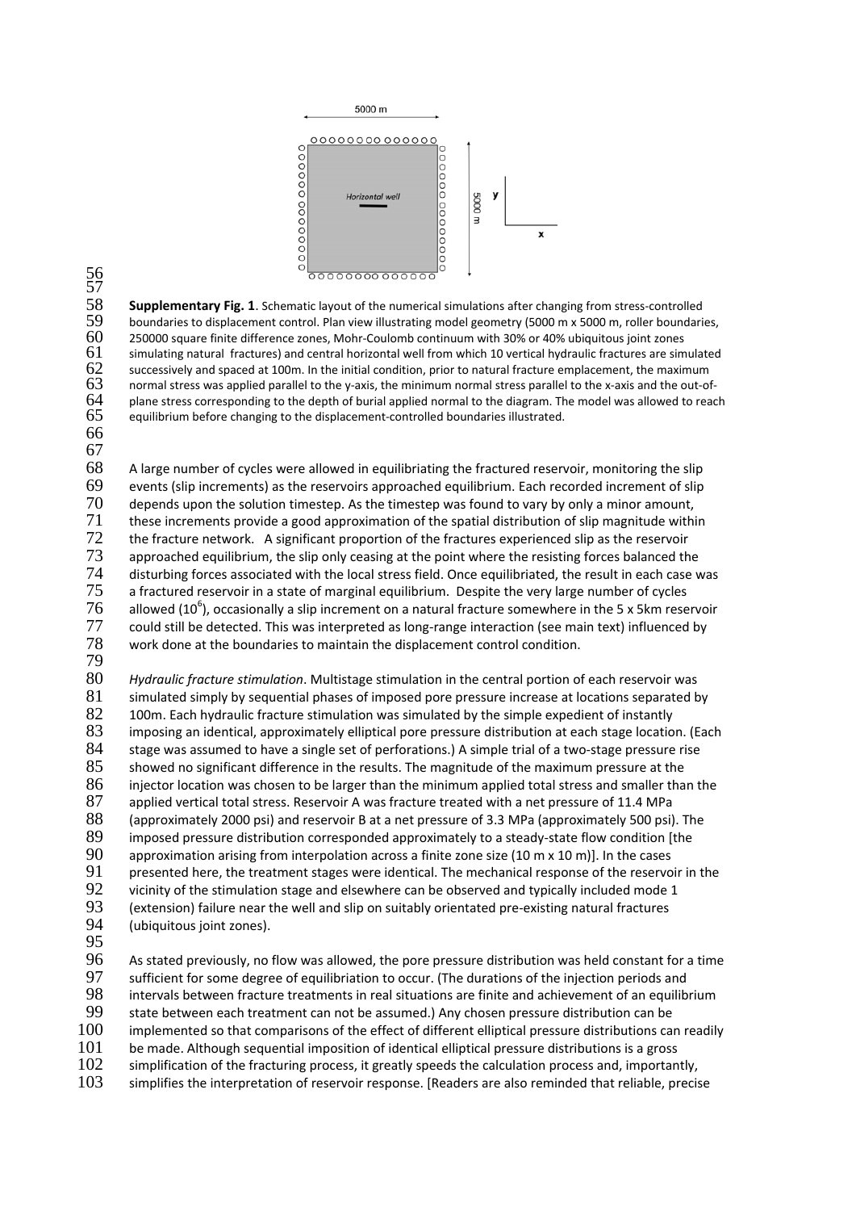**Supplementary Fig. 1**. Schematic layout of the numerical simulations after changing from stress-controlled boundaries to displacement control. Plan view illustrating model geometry (5000 m x 5000 m, roller boundaries, 250000 square finite difference zones, Mohr-Coulomb continuum with 30% or 40% ubiquitous joint zones simulating natural fractures) and central horizontal well from which 10 vertical hydraulic fractures are simulated successively and spaced at 100m. In the initial condition, prior to natural fracture emplacement, the maximum normal stress was applied parallel to the y-axis, the minimum normal stress parallel to the x-axis and the out-of-plane stress corresponding to the depth of burial applied normal to the diagram. The model was allowed to reach equilibrium before changing to the displacement-controlled boundaries illustrated.

A large number of cycles were allowed in equilibriating the fractured reservoir, monitoring the slip events (slip increments) as the reservoirs approached equilibrium. Each recorded increment of slip depends upon the solution timestep. As the timestep was found to vary by only a minor amount, these increments provide a good approximation of the spatial distribution of slip magnitude within the fracture network. A significant proportion of the fractures experienced slip as the reservoir approached equilibrium, the slip only ceasing at the point where the resisting forces balanced the disturbing forces associated with the local stress field. Once equilibriated, the result in each case was a fractured reservoir in a state of marginal equilibrium. Despite the very large number of cycles allowed ($10^6$), occasionally a slip increment on a natural fracture somewhere in the 5 x 5km reservoir could still be detected. This was interpreted as long-range interaction (see main text) influenced by work done at the boundaries to maintain the displacement control condition.

*Hydraulic fracture stimulation*. Multistage stimulation in the central portion of each reservoir was simulated simply by sequential phases of imposed pore pressure increase at locations separated by 100m. Each hydraulic fracture stimulation was simulated by the simple expedient of instantly imposing an identical, approximately elliptical pore pressure distribution at each stage location. (Each stage was assumed to have a single set of perforations.) A simple trial of a two-stage pressure rise showed no significant difference in the results. The magnitude of the maximum pressure at the injector location was chosen to be larger than the minimum applied total stress and smaller than the applied vertical total stress. Reservoir A was fracture treated with a net pressure of 11.4 MPa (approximately 2000 psi) and reservoir B at a net pressure of 3.3 MPa (approximately 500 psi). The imposed pressure distribution corresponded approximately to a steady-state flow condition [the approximation arising from interpolation across a finite zone size (10 m x 10 m)]. In the cases presented here, the treatment stages were identical. The mechanical response of the reservoir in the vicinity of the stimulation stage and elsewhere can be observed and typically included mode 1 (extension) failure near the well and slip on suitably orientated pre-existing natural fractures (ubiquitous joint zones).

As stated previously, no flow was allowed, the pore pressure distribution was held constant for a time sufficient for some degree of equilibriation to occur. (The durations of the injection periods and intervals between fracture treatments in real situations are finite and achievement of an equilibrium state between each treatment can not be assumed.) Any chosen pressure distribution can be implemented so that comparisons of the effect of different elliptical pressure distributions can readily be made. Although sequential imposition of identical elliptical pressure distributions is a gross simplification of the fracturing process, it greatly speeds the calculation process and, importantly, simplifies the interpretation of reservoir response. [Readers are also reminded that reliable, precise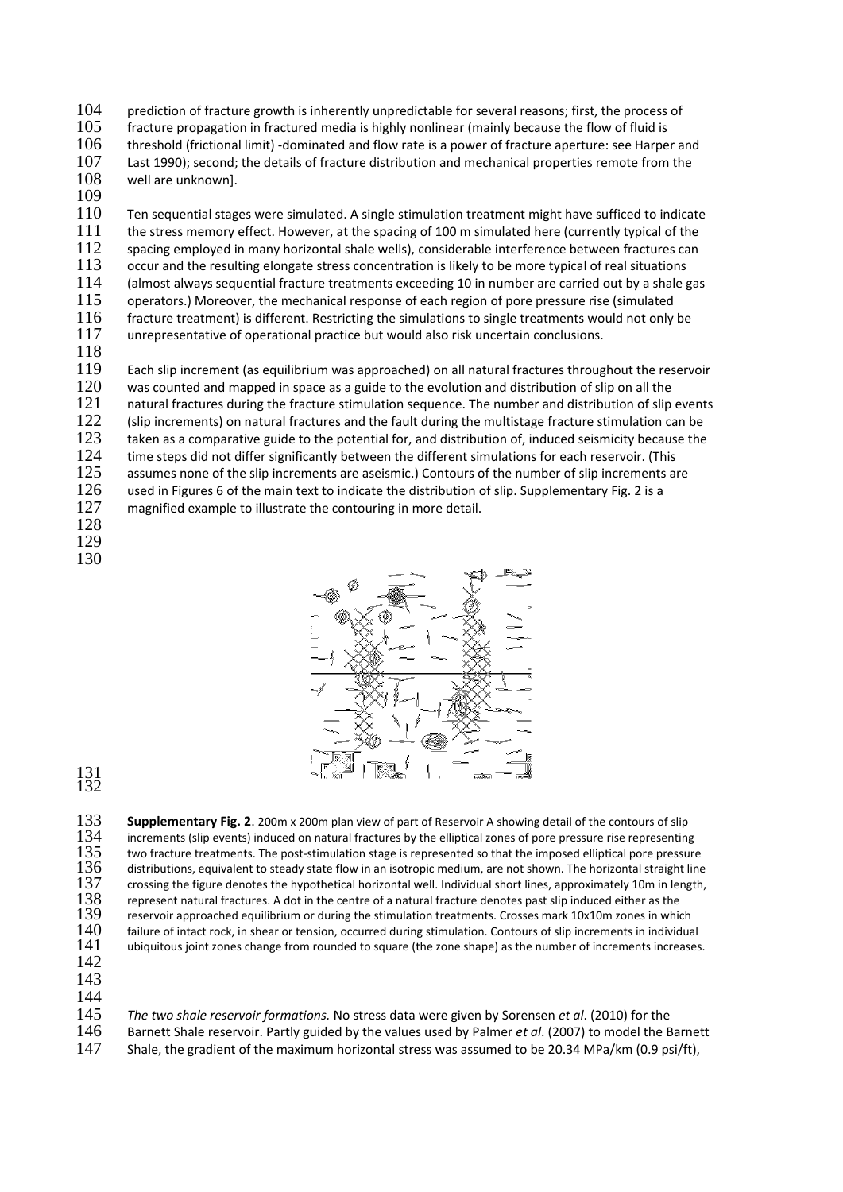prediction of fracture growth is inherently unpredictable for several reasons; first, the process of fracture propagation in fractured media is highly nonlinear (mainly because the flow of fluid is threshold (frictional limit) -dominated and flow rate is a power of fracture aperture: see Harper and Last 1990); second; the details of fracture distribution and mechanical properties remote from the well are unknown].

Ten sequential stages were simulated. A single stimulation treatment might have sufficed to indicate the stress memory effect. However, at the spacing of 100 m simulated here (currently typical of the spacing employed in many horizontal shale wells), considerable interference between fractures can occur and the resulting elongate stress concentration is likely to be more typical of real situations (almost always sequential fracture treatments exceeding 10 in number are carried out by a shale gas operators.) Moreover, the mechanical response of each region of pore pressure rise (simulated fracture treatment) is different. Restricting the simulations to single treatments would not only be unrepresentative of operational practice but would also risk uncertain conclusions.

Each slip increment (as equilibrium was approached) on all natural fractures throughout the reservoir was counted and mapped in space as a guide to the evolution and distribution of slip on all the natural fractures during the fracture stimulation sequence. The number and distribution of slip events (slip increments) on natural fractures and the fault during the multistage fracture stimulation can be taken as a comparative guide to the potential for, and distribution of, induced seismicity because the time steps did not differ significantly between the different simulations for each reservoir. (This assumes none of the slip increments are aseismic.) Contours of the number of slip increments are used in Figures 6 of the main text to indicate the distribution of slip. Supplementary Fig. 2 is a magnified example to illustrate the contouring in more detail.

**Supplementary Fig. 2**. 200m x 200m plan view of part of Reservoir A showing detail of the contours of slip increments (slip events) induced on natural fractures by the elliptical zones of pore pressure rise representing two fracture treatments. The post-stimulation stage is represented so that the imposed elliptical pore pressure distributions, equivalent to steady state flow in an isotropic medium, are not shown. The horizontal straight line crossing the figure denotes the hypothetical horizontal well. Individual short lines, approximately 10m in length, represent natural fractures. A dot in the centre of a natural fracture denotes past slip induced either as the reservoir approached equilibrium or during the stimulation treatments. Crosses mark 10x10m zones in which failure of intact rock, in shear or tension, occurred during stimulation. Contours of slip increments in individual ubiquitous joint zones change from rounded to square (the zone shape) as the number of increments increases.

*The two shale reservoir formations.* No stress data were given by Sorensen *et al*. (2010) for the Barnett Shale reservoir. Partly guided by the values used by Palmer *et al*. (2007) to model the Barnett Shale, the gradient of the maximum horizontal stress was assumed to be 20.34 MPa/km (0.9 psi/ft),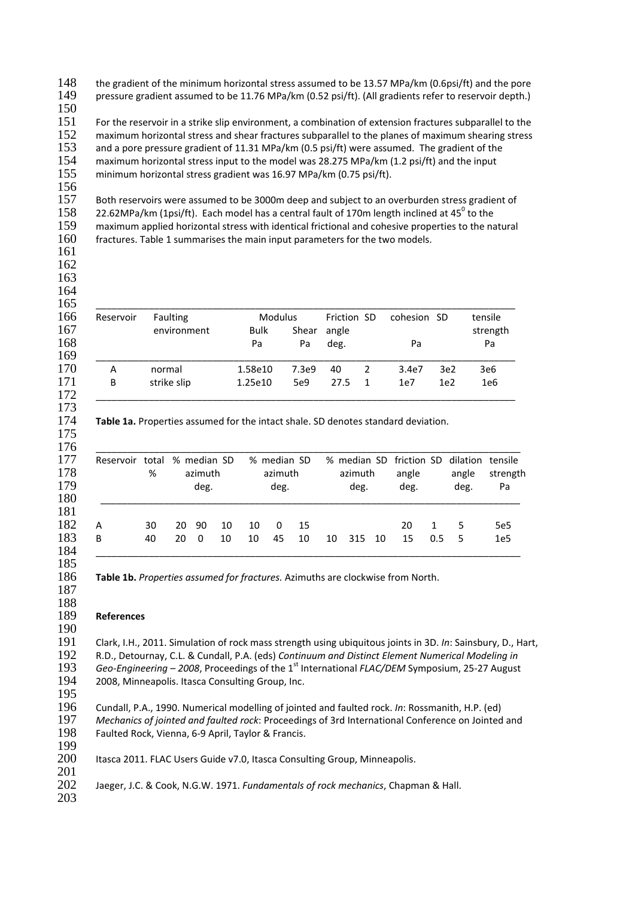the gradient of the minimum horizontal stress assumed to be 13.57 MPa/km (0.6psi/ft) and the pore pressure gradient assumed to be 11.76 MPa/km (0.52 psi/ft). (All gradients refer to reservoir depth.)

For the reservoir in a strike slip environment, a combination of extension fractures subparallel to the maximum horizontal stress and shear fractures subparallel to the planes of maximum shearing stress and a pore pressure gradient of 11.31 MPa/km (0.5 psi/ft) were assumed. The gradient of the maximum horizontal stress input to the model was 28.275 MPa/km (1.2 psi/ft) and the input minimum horizontal stress gradient was 16.97 MPa/km (0.75 psi/ft).

Both reservoirs were assumed to be 3000m deep and subject to an overburden stress gradient of 22.62MPa/km (1psi/ft). Each model has a central fault of 170m length inclined at 45$^0$ to the maximum applied horizontal stress with identical frictional and cohesive properties to the natural fractures. Table 1 summarises the main input parameters for the two models.

| Reservoir | Faulting environment | Modulus Bulk Pa | Modulus Shear Pa | Friction angle deg. | SD | cohesion Pa | SD | tensile strength Pa |
|---|---|---|---|---|---|---|---|---|
| A | normal | 1.58e10 | 7.3e9 | 40 | 2 | 3.4e7 | 3e2 | 3e6 |
| B | strike slip | 1.25e10 | 5e9 | 27.5 | 1 | 1e7 | 1e2 | 1e6 |

**Table 1a.** Properties assumed for the intact shale. SD denotes standard deviation.

| Reservoir | total % | % | median azimuth deg. | SD | % | median azimuth deg. | SD | % | median azimuth deg. | SD | friction angle deg. | SD | dilation angle deg. | tensile strength Pa |
|---|---|---|---|---|---|---|---|---|---|---|---|---|---|---|
| A | 30 | 20 | 90 | 10 | 10 | 0 | 15 | | | | 20 | 1 | 5 | 5e5 |
| B | 40 | 20 | 0 | 10 | 10 | 45 | 10 | 10 | 315 | 10 | 15 | 0.5 | 5 | 1e5 |

**Table 1b.** *Properties assumed for fractures.* Azimuths are clockwise from North.

**References**

Clark, I.H., 2011. Simulation of rock mass strength using ubiquitous joints in 3D. *In*: Sainsbury, D., Hart, R.D., Detournay, C.L. & Cundall, P.A. (eds) *Continuum and Distinct Element Numerical Modeling in Geo-Engineering – 2008*, Proceedings of the 1st International *FLAC/DEM* Symposium, 25-27 August 2008, Minneapolis. Itasca Consulting Group, Inc.

Cundall, P.A., 1990. Numerical modelling of jointed and faulted rock. *In*: Rossmanith, H.P. (ed) *Mechanics of jointed and faulted rock*: Proceedings of 3rd International Conference on Jointed and Faulted Rock, Vienna, 6-9 April, Taylor & Francis.

Itasca 2011. FLAC Users Guide v7.0, Itasca Consulting Group, Minneapolis.

Jaeger, J.C. & Cook, N.G.W. 1971. *Fundamentals of rock mechanics*, Chapman & Hall.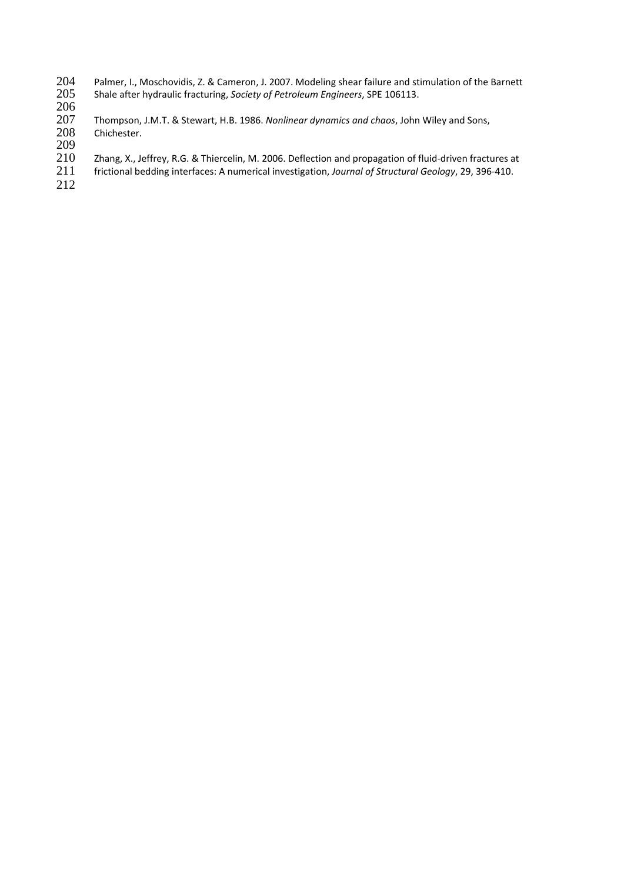Palmer, I., Moschovidis, Z. & Cameron, J. 2007. Modeling shear failure and stimulation of the Barnett Shale after hydraulic fracturing, *Society of Petroleum Engineers*, SPE 106113.

Thompson, J.M.T. & Stewart, H.B. 1986. *Nonlinear dynamics and chaos*, John Wiley and Sons, Chichester.

Zhang, X., Jeffrey, R.G. & Thiercelin, M. 2006. Deflection and propagation of fluid-driven fractures at frictional bedding interfaces: A numerical investigation, *Journal of Structural Geology*, 29, 396-410.